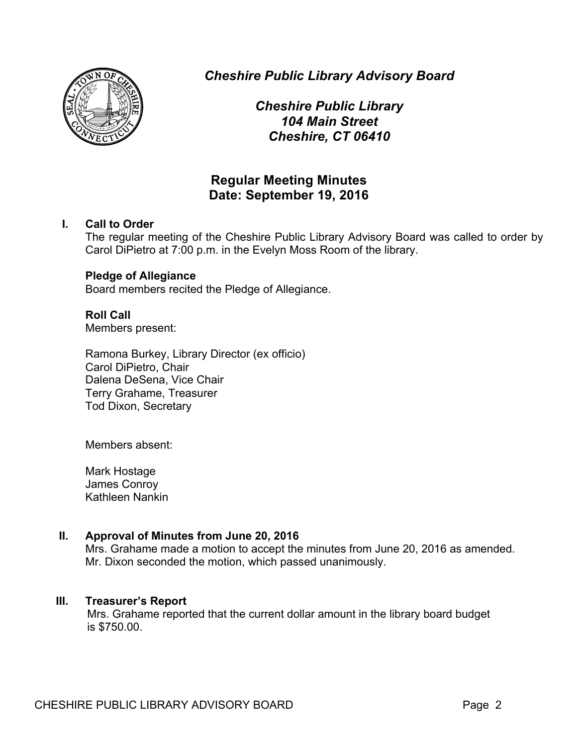# *Cheshire Public Library Advisory Board*

## *Cheshire Public Library*
## *104 Main Street*
## *Cheshire, CT 06410*

## Regular Meeting Minutes
## Date: September 19, 2016

**I. Call to Order**

The regular meeting of the Cheshire Public Library Advisory Board was called to order by Carol DiPietro at 7:00 p.m. in the Evelyn Moss Room of the library.

**Pledge of Allegiance**

Board members recited the Pledge of Allegiance.

**Roll Call**

Members present:

Ramona Burkey, Library Director (ex officio)
Carol DiPietro, Chair
Dalena DeSena, Vice Chair
Terry Grahame, Treasurer
Tod Dixon, Secretary

Members absent:

Mark Hostage
James Conroy
Kathleen Nankin

**II. Approval of Minutes from June 20, 2016**

Mrs. Grahame made a motion to accept the minutes from June 20, 2016 as amended. Mr. Dixon seconded the motion, which passed unanimously.

**III. Treasurer's Report**

Mrs. Grahame reported that the current dollar amount in the library board budget is $750.00.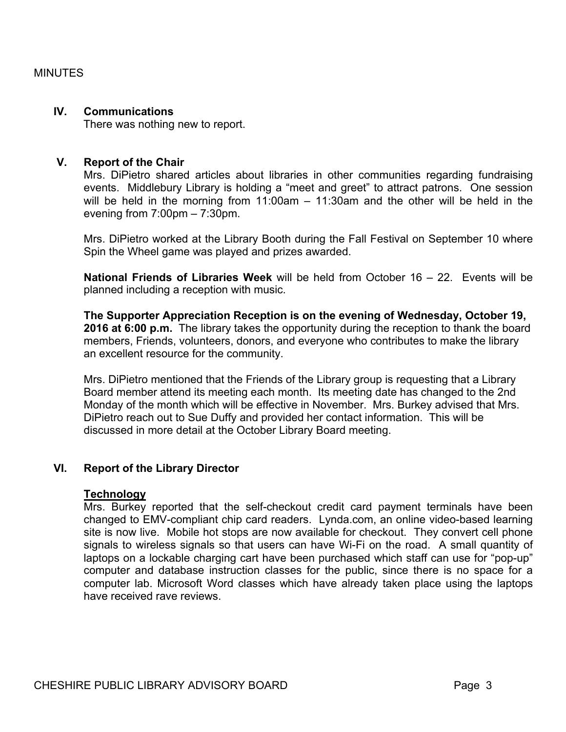MINUTES

## IV. Communications

There was nothing new to report.

## V. Report of the Chair

Mrs. DiPietro shared articles about libraries in other communities regarding fundraising events. Middlebury Library is holding a "meet and greet" to attract patrons. One session will be held in the morning from 11:00am – 11:30am and the other will be held in the evening from 7:00pm – 7:30pm.

Mrs. DiPietro worked at the Library Booth during the Fall Festival on September 10 where Spin the Wheel game was played and prizes awarded.

**National Friends of Libraries Week** will be held from October 16 – 22. Events will be planned including a reception with music.

**The Supporter Appreciation Reception is on the evening of Wednesday, October 19, 2016 at 6:00 p.m.** The library takes the opportunity during the reception to thank the board members, Friends, volunteers, donors, and everyone who contributes to make the library an excellent resource for the community.

Mrs. DiPietro mentioned that the Friends of the Library group is requesting that a Library Board member attend its meeting each month. Its meeting date has changed to the 2nd Monday of the month which will be effective in November. Mrs. Burkey advised that Mrs. DiPietro reach out to Sue Duffy and provided her contact information. This will be discussed in more detail at the October Library Board meeting.

## VI. Report of the Library Director

### Technology

Mrs. Burkey reported that the self-checkout credit card payment terminals have been changed to EMV-compliant chip card readers. Lynda.com, an online video-based learning site is now live. Mobile hot stops are now available for checkout. They convert cell phone signals to wireless signals so that users can have Wi-Fi on the road. A small quantity of laptops on a lockable charging cart have been purchased which staff can use for "pop-up" computer and database instruction classes for the public, since there is no space for a computer lab. Microsoft Word classes which have already taken place using the laptops have received rave reviews.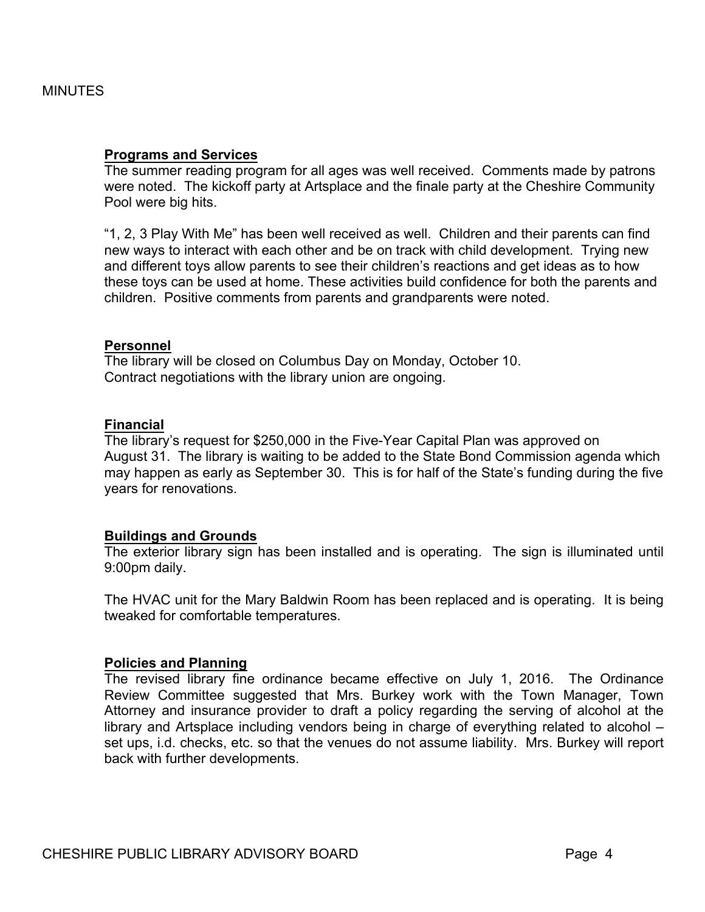MINUTES

**Programs and Services**

The summer reading program for all ages was well received. Comments made by patrons were noted. The kickoff party at Artsplace and the finale party at the Cheshire Community Pool were big hits.

"1, 2, 3 Play With Me" has been well received as well. Children and their parents can find new ways to interact with each other and be on track with child development. Trying new and different toys allow parents to see their children's reactions and get ideas as to how these toys can be used at home. These activities build confidence for both the parents and children. Positive comments from parents and grandparents were noted.

**Personnel**

The library will be closed on Columbus Day on Monday, October 10.
Contract negotiations with the library union are ongoing.

**Financial**

The library's request for $250,000 in the Five-Year Capital Plan was approved on August 31. The library is waiting to be added to the State Bond Commission agenda which may happen as early as September 30. This is for half of the State's funding during the five years for renovations.

**Buildings and Grounds**

The exterior library sign has been installed and is operating. The sign is illuminated until 9:00pm daily.

The HVAC unit for the Mary Baldwin Room has been replaced and is operating. It is being tweaked for comfortable temperatures.

**Policies and Planning**

The revised library fine ordinance became effective on July 1, 2016. The Ordinance Review Committee suggested that Mrs. Burkey work with the Town Manager, Town Attorney and insurance provider to draft a policy regarding the serving of alcohol at the library and Artsplace including vendors being in charge of everything related to alcohol – set ups, i.d. checks, etc. so that the venues do not assume liability. Mrs. Burkey will report back with further developments.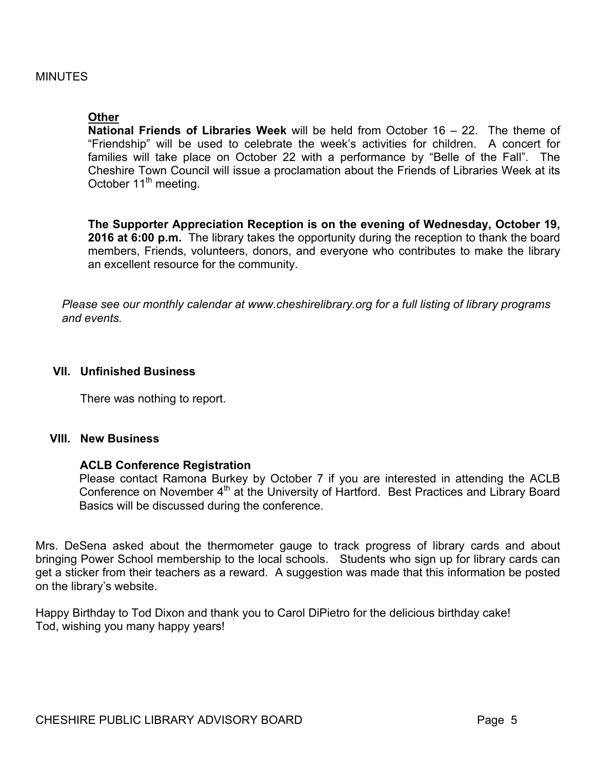MINUTES

**Other**

**National Friends of Libraries Week** will be held from October 16 – 22. The theme of "Friendship" will be used to celebrate the week's activities for children. A concert for families will take place on October 22 with a performance by "Belle of the Fall". The Cheshire Town Council will issue a proclamation about the Friends of Libraries Week at its October 11th meeting.

**The Supporter Appreciation Reception is on the evening of Wednesday, October 19, 2016 at 6:00 p.m.** The library takes the opportunity during the reception to thank the board members, Friends, volunteers, donors, and everyone who contributes to make the library an excellent resource for the community.

*Please see our monthly calendar at www.cheshirelibrary.org for a full listing of library programs and events.*

## VII. Unfinished Business

There was nothing to report.

## VIII. New Business

**ACLB Conference Registration**

Please contact Ramona Burkey by October 7 if you are interested in attending the ACLB Conference on November 4th at the University of Hartford. Best Practices and Library Board Basics will be discussed during the conference.

Mrs. DeSena asked about the thermometer gauge to track progress of library cards and about bringing Power School membership to the local schools. Students who sign up for library cards can get a sticker from their teachers as a reward. A suggestion was made that this information be posted on the library's website.

Happy Birthday to Tod Dixon and thank you to Carol DiPietro for the delicious birthday cake!
Tod, wishing you many happy years!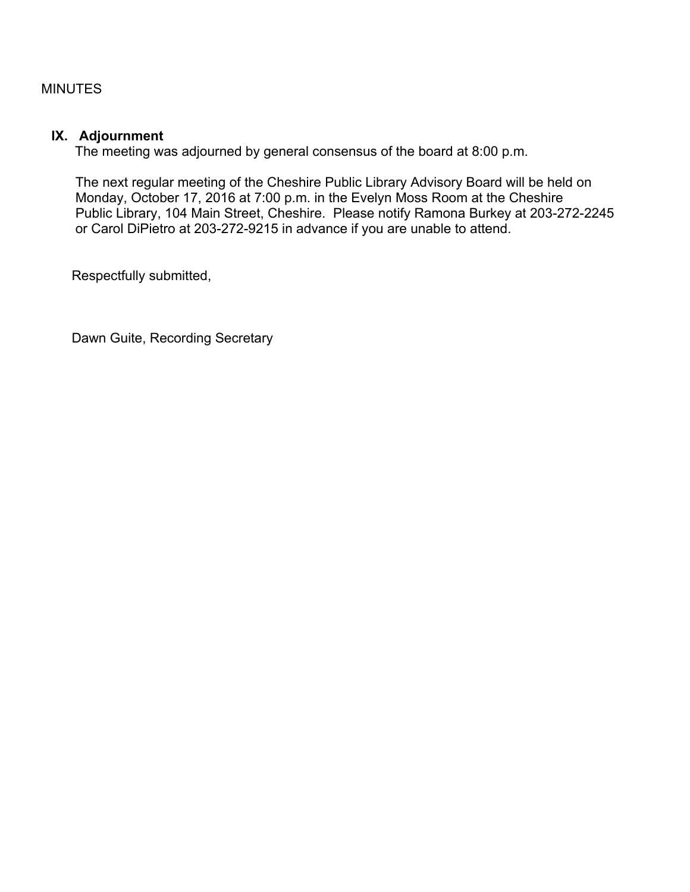MINUTES

## IX. Adjournment

The meeting was adjourned by general consensus of the board at 8:00 p.m.

The next regular meeting of the Cheshire Public Library Advisory Board will be held on Monday, October 17, 2016 at 7:00 p.m. in the Evelyn Moss Room at the Cheshire Public Library, 104 Main Street, Cheshire. Please notify Ramona Burkey at 203-272-2245 or Carol DiPietro at 203-272-9215 in advance if you are unable to attend.

Respectfully submitted,

Dawn Guite, Recording Secretary